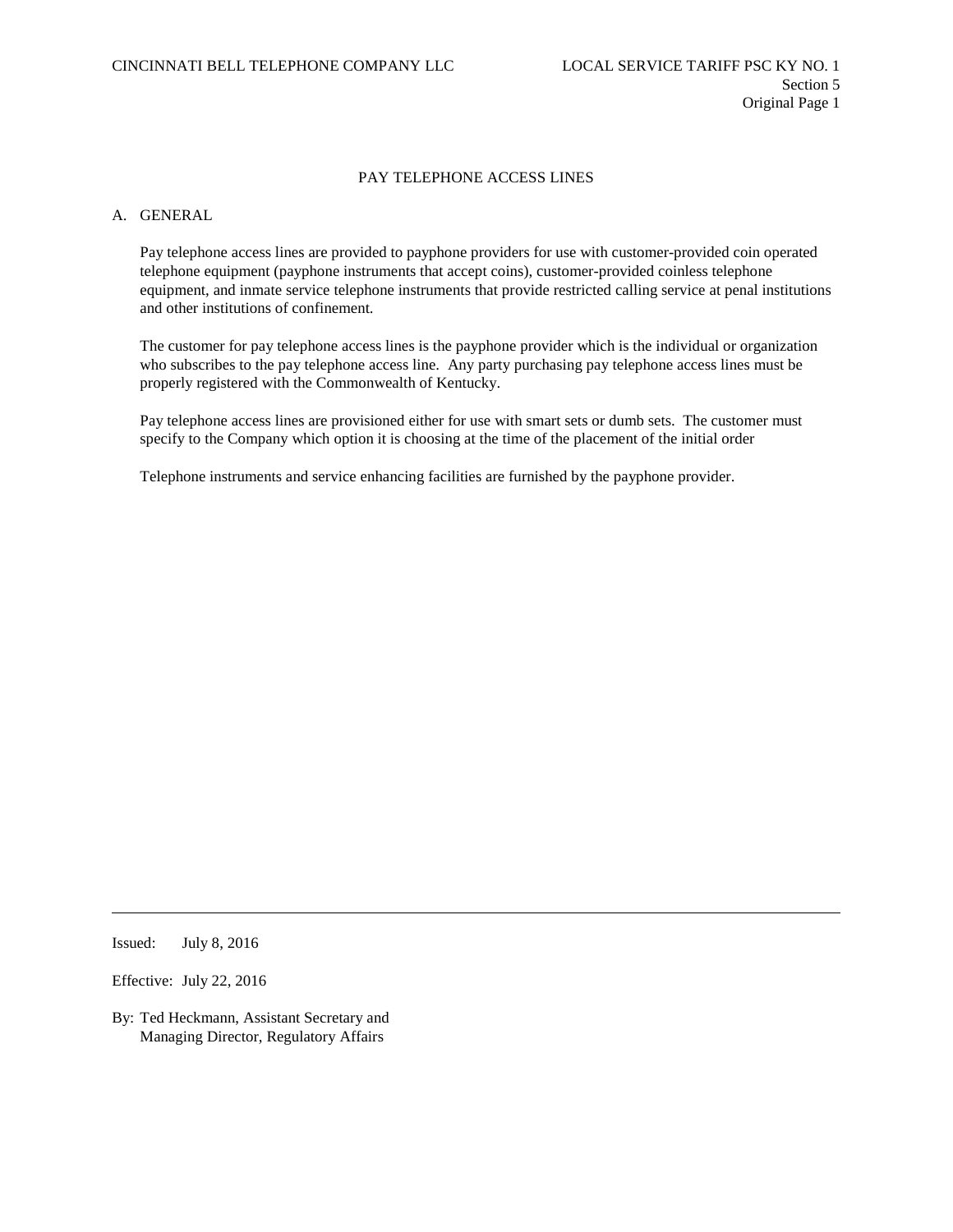# PAY TELEPHONE ACCESS LINES

## A. GENERAL

Pay telephone access lines are provided to payphone providers for use with customer-provided coin operated telephone equipment (payphone instruments that accept coins), customer-provided coinless telephone equipment, and inmate service telephone instruments that provide restricted calling service at penal institutions and other institutions of confinement.

The customer for pay telephone access lines is the payphone provider which is the individual or organization who subscribes to the pay telephone access line. Any party purchasing pay telephone access lines must be properly registered with the Commonwealth of Kentucky.

Pay telephone access lines are provisioned either for use with smart sets or dumb sets. The customer must specify to the Company which option it is choosing at the time of the placement of the initial order

Telephone instruments and service enhancing facilities are furnished by the payphone provider.

Issued: July 8, 2016

Effective: July 22, 2016

By: Ted Heckmann, Assistant Secretary and Managing Director, Regulatory Affairs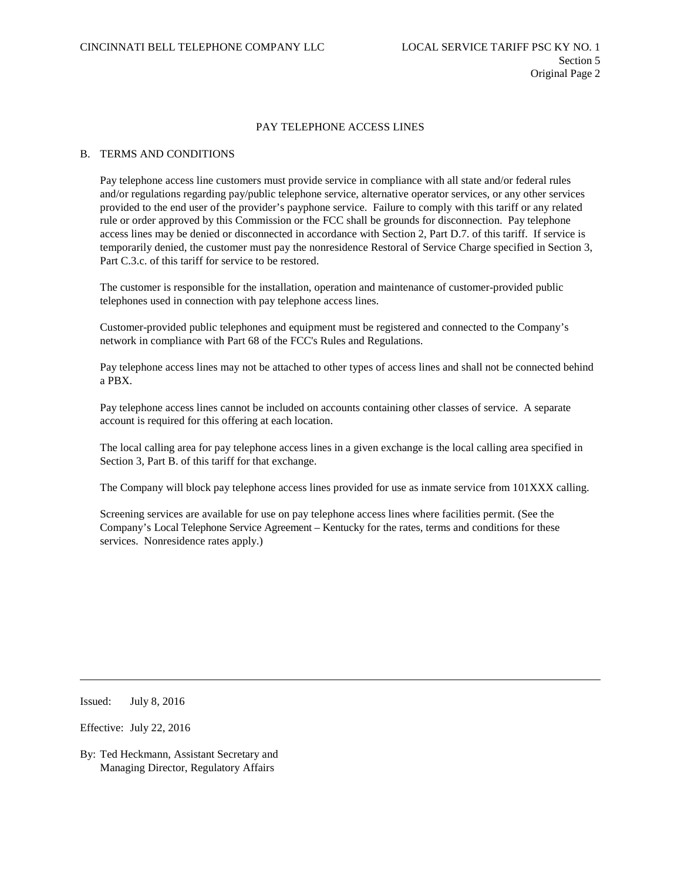## PAY TELEPHONE ACCESS LINES

### B. TERMS AND CONDITIONS

Pay telephone access line customers must provide service in compliance with all state and/or federal rules and/or regulations regarding pay/public telephone service, alternative operator services, or any other services provided to the end user of the provider's payphone service. Failure to comply with this tariff or any related rule or order approved by this Commission or the FCC shall be grounds for disconnection. Pay telephone access lines may be denied or disconnected in accordance with Section 2, Part D.7. of this tariff. If service is temporarily denied, the customer must pay the nonresidence Restoral of Service Charge specified in Section 3, Part C.3.c. of this tariff for service to be restored.

The customer is responsible for the installation, operation and maintenance of customer-provided public telephones used in connection with pay telephone access lines.

Customer-provided public telephones and equipment must be registered and connected to the Company's network in compliance with Part 68 of the FCC's Rules and Regulations.

Pay telephone access lines may not be attached to other types of access lines and shall not be connected behind a PBX.

Pay telephone access lines cannot be included on accounts containing other classes of service. A separate account is required for this offering at each location.

The local calling area for pay telephone access lines in a given exchange is the local calling area specified in Section 3, Part B. of this tariff for that exchange.

The Company will block pay telephone access lines provided for use as inmate service from 101XXX calling.

Screening services are available for use on pay telephone access lines where facilities permit. (See the Company's Local Telephone Service Agreement – Kentucky for the rates, terms and conditions for these services. Nonresidence rates apply.)

Issued: July 8, 2016

Effective: July 22, 2016

By: Ted Heckmann, Assistant Secretary and Managing Director, Regulatory Affairs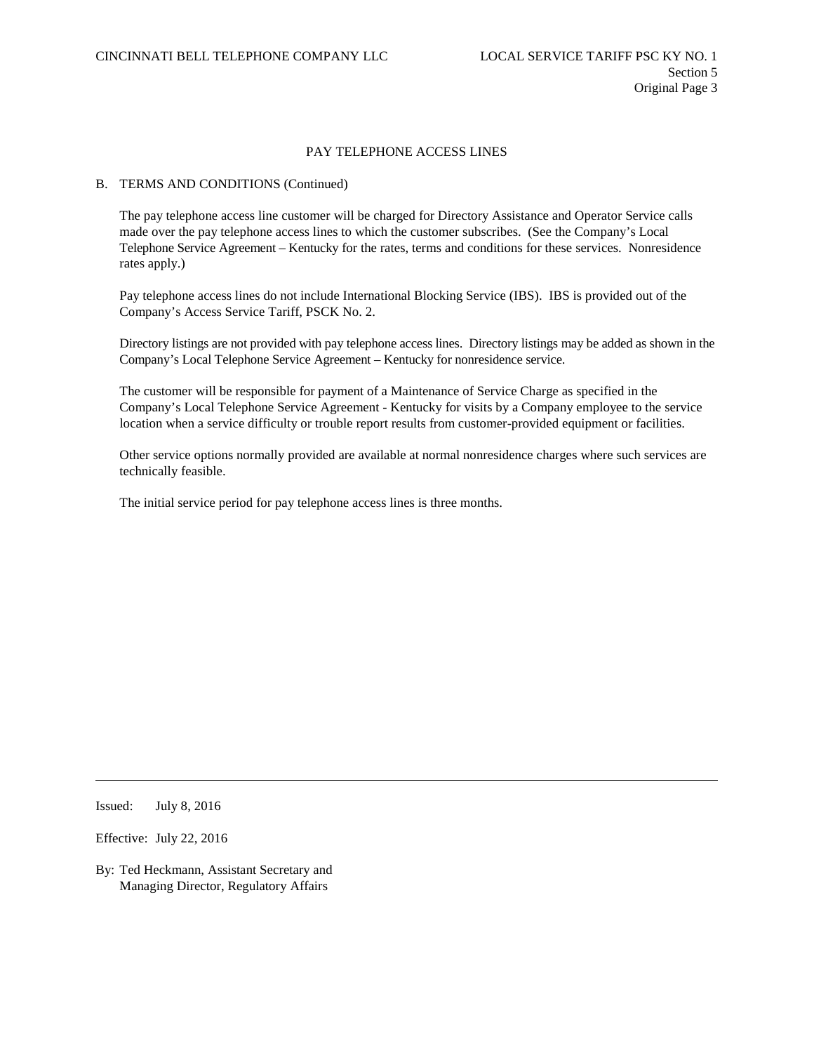## PAY TELEPHONE ACCESS LINES

B. TERMS AND CONDITIONS (Continued)

The pay telephone access line customer will be charged for Directory Assistance and Operator Service calls made over the pay telephone access lines to which the customer subscribes. (See the Company's Local Telephone Service Agreement – Kentucky for the rates, terms and conditions for these services. Nonresidence rates apply.)

Pay telephone access lines do not include International Blocking Service (IBS). IBS is provided out of the Company's Access Service Tariff, PSCK No. 2.

Directory listings are not provided with pay telephone access lines. Directory listings may be added as shown in the Company's Local Telephone Service Agreement – Kentucky for nonresidence service.

The customer will be responsible for payment of a Maintenance of Service Charge as specified in the Company's Local Telephone Service Agreement - Kentucky for visits by a Company employee to the service location when a service difficulty or trouble report results from customer-provided equipment or facilities.

Other service options normally provided are available at normal nonresidence charges where such services are technically feasible.

The initial service period for pay telephone access lines is three months.

---

Issued: July 8, 2016

Effective: July 22, 2016

By: Ted Heckmann, Assistant Secretary and Managing Director, Regulatory Affairs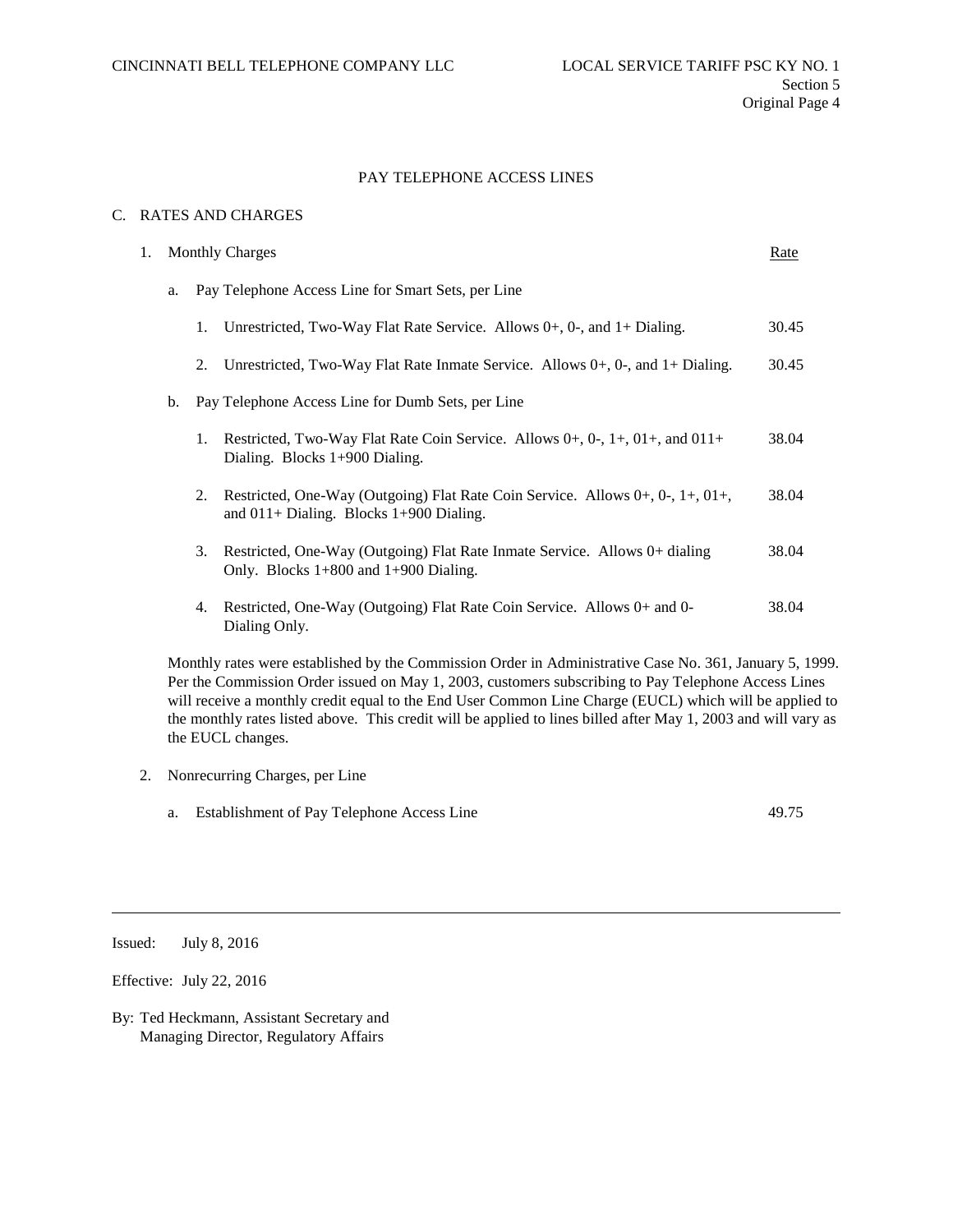## PAY TELEPHONE ACCESS LINES

### C. RATES AND CHARGES

| | Rate |
|---|---|
| 1. Monthly Charges | |
| a. Pay Telephone Access Line for Smart Sets, per Line | |
| 1. Unrestricted, Two-Way Flat Rate Service. Allows 0+, 0-, and 1+ Dialing. | 30.45 |
| 2. Unrestricted, Two-Way Flat Rate Inmate Service. Allows 0+, 0-, and 1+ Dialing. | 30.45 |
| b. Pay Telephone Access Line for Dumb Sets, per Line | |
| 1. Restricted, Two-Way Flat Rate Coin Service. Allows 0+, 0-, 1+, 01+, and 011+ Dialing. Blocks 1+900 Dialing. | 38.04 |
| 2. Restricted, One-Way (Outgoing) Flat Rate Coin Service. Allows 0+, 0-, 1+, 01+, and 011+ Dialing. Blocks 1+900 Dialing. | 38.04 |
| 3. Restricted, One-Way (Outgoing) Flat Rate Inmate Service. Allows 0+ dialing Only. Blocks 1+800 and 1+900 Dialing. | 38.04 |
| 4. Restricted, One-Way (Outgoing) Flat Rate Coin Service. Allows 0+ and 0- Dialing Only. | 38.04 |

Monthly rates were established by the Commission Order in Administrative Case No. 361, January 5, 1999. Per the Commission Order issued on May 1, 2003, customers subscribing to Pay Telephone Access Lines will receive a monthly credit equal to the End User Common Line Charge (EUCL) which will be applied to the monthly rates listed above. This credit will be applied to lines billed after May 1, 2003 and will vary as the EUCL changes.

| | |
|---|---|
| 2. Nonrecurring Charges, per Line | |
| a. Establishment of Pay Telephone Access Line | 49.75 |

Issued: July 8, 2016

Effective: July 22, 2016

By: Ted Heckmann, Assistant Secretary and Managing Director, Regulatory Affairs